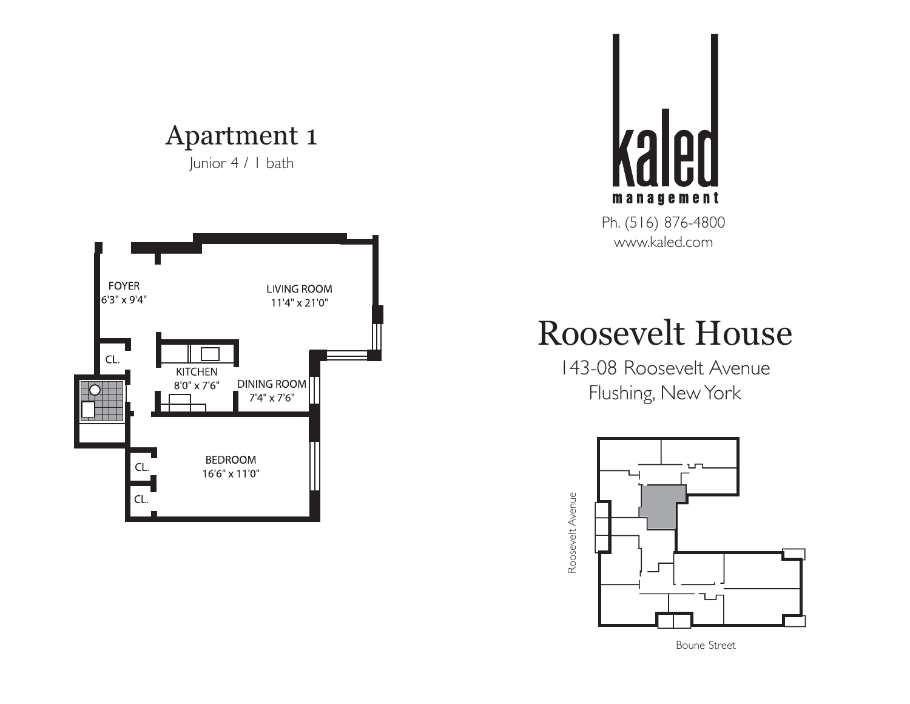# Apartment 1

Junior 4 / 1 bath

FOYER
6'3" x 9'4"

LIVING ROOM
11'4" x 21'0"

CL.

KITCHEN
8'0" x 7'6"

DINING ROOM
7'4" x 7'6"

BEDROOM
16'6" x 11'0"

CL.

CL.

kaled
management

Ph. (516) 876-4800
www.kaled.com

# Roosevelt House

143-08 Roosevelt Avenue
Flushing, New York

Roosevelt Avenue

Boune Street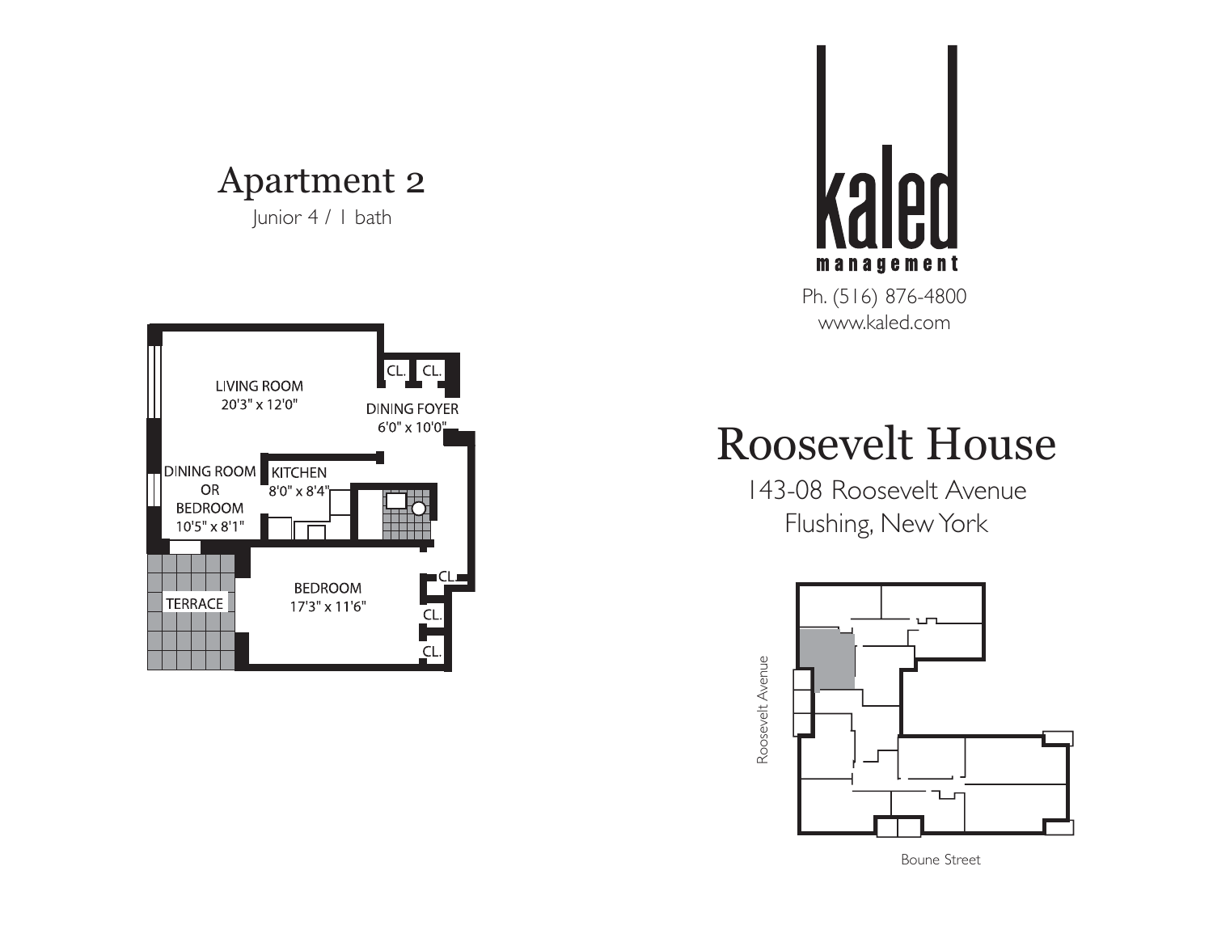# Apartment 2

Junior 4 / 1 bath

LIVING ROOM
20'3" x 12'0"

DINING FOYER
6'0" x 10'0"

CL. CL.

DINING ROOM OR BEDROOM
10'5" x 8'1"

KITCHEN
8'0" x 8'4"

TERRACE

BEDROOM
17'3" x 11'6"

CL. CL. CL.

kaled management

Ph. (516) 876-4800
www.kaled.com

# Roosevelt House

143-08 Roosevelt Avenue
Flushing, New York

Roosevelt Avenue

Boune Street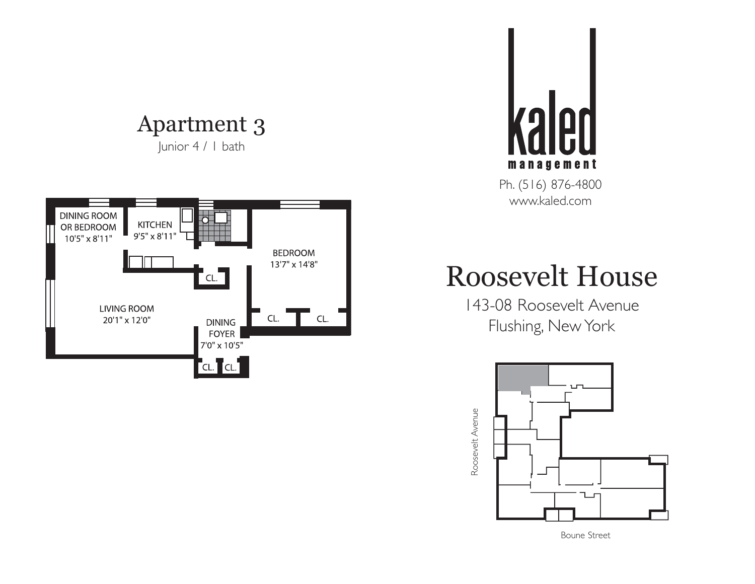# Apartment 3

Junior 4 / 1 bath

DINING ROOM OR BEDROOM
10'5" x 8'11"

KITCHEN
9'5" x 8'11"

BEDROOM
13'7" x 14'8"

CL.

LIVING ROOM
20'1" x 12'0"

DINING FOYER
7'0" x 10'5"

CL. CL. CL. CL.

kaled management

Ph. (516) 876-4800
www.kaled.com

# Roosevelt House

143-08 Roosevelt Avenue
Flushing, New York

Roosevelt Avenue

Boune Street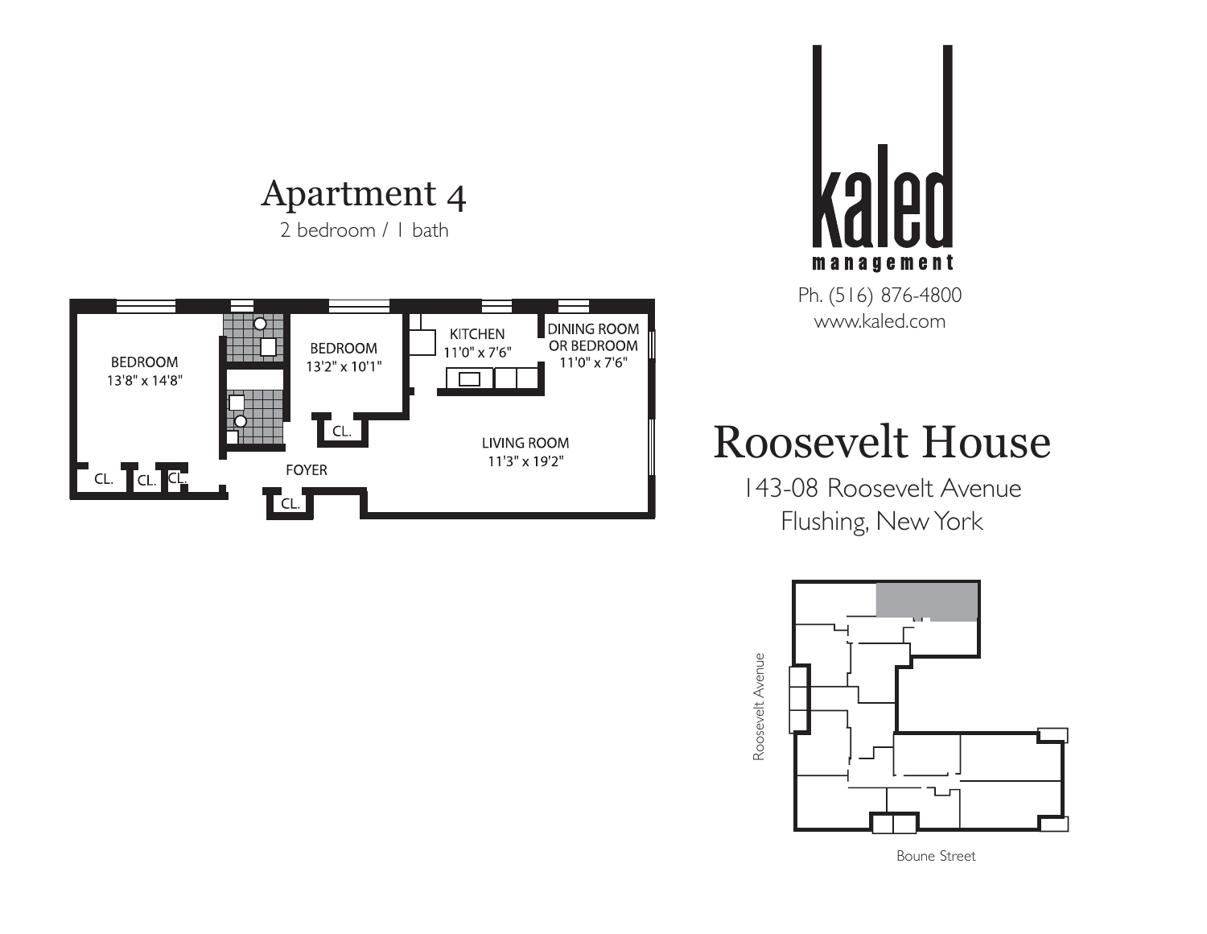# Apartment 4

2 bedroom / 1 bath

BEDROOM
13'8" x 14'8"

BEDROOM
13'2" x 10'1"

KITCHEN
11'0" x 7'6"

DINING ROOM
OR BEDROOM
11'0" x 7'6"

LIVING ROOM
11'3" x 19'2"

FOYER

CL. CL. CL. CL. CL.

kaled
management

Ph. (516) 876-4800
www.kaled.com

# Roosevelt House

143-08 Roosevelt Avenue
Flushing, New York

Roosevelt Avenue

Boune Street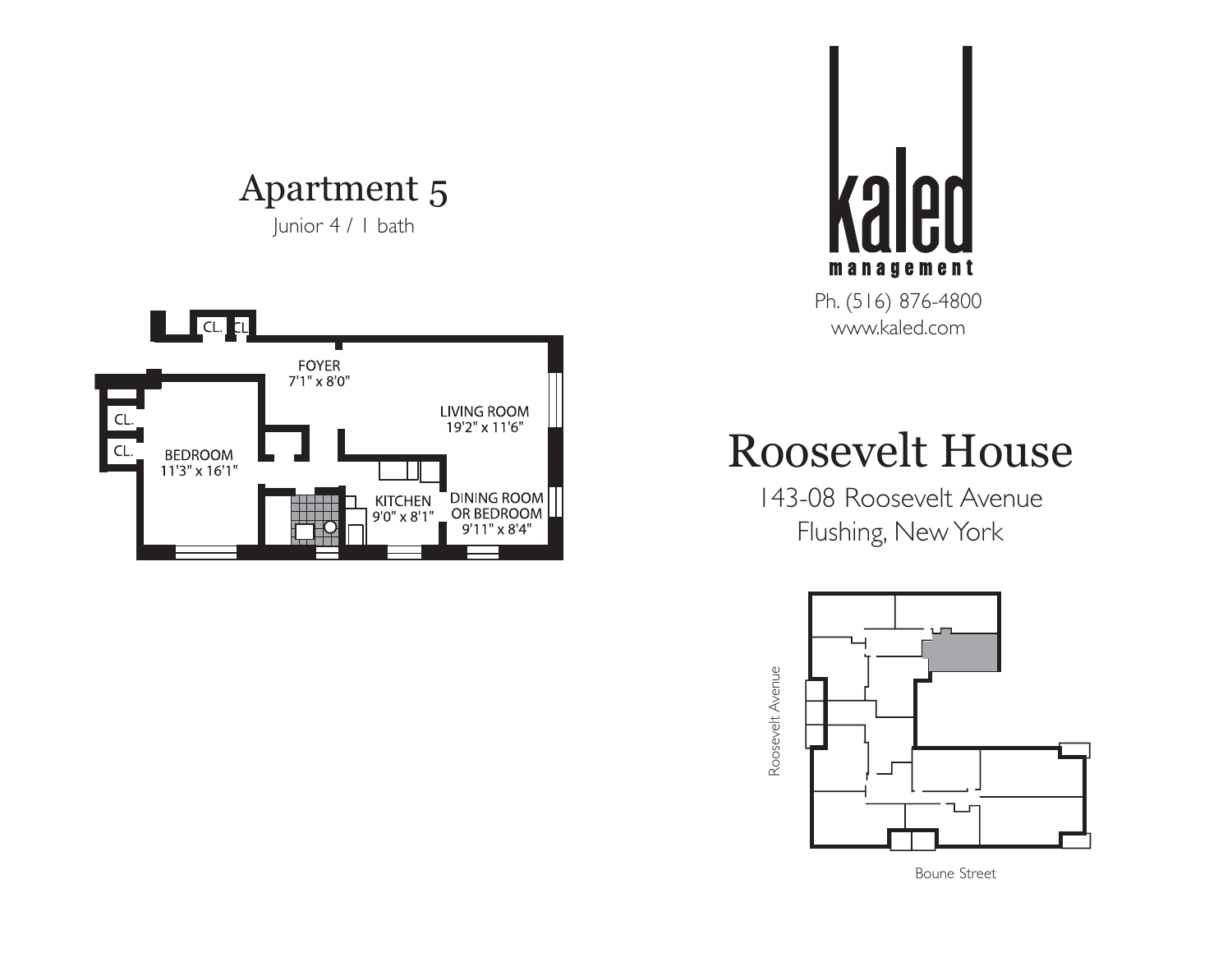# Apartment 5

Junior 4 / 1 bath

CL. CL

FOYER
7'1" x 8'0"

CL.

CL.

BEDROOM
11'3" x 16'1"

LIVING ROOM
19'2" x 11'6"

KITCHEN
9'0" x 8'1"

DINING ROOM
OR BEDROOM
9'11" x 8'4"

kaled
management

Ph. (516) 876-4800
www.kaled.com

# Roosevelt House

143-08 Roosevelt Avenue
Flushing, New York

Roosevelt Avenue

Boune Street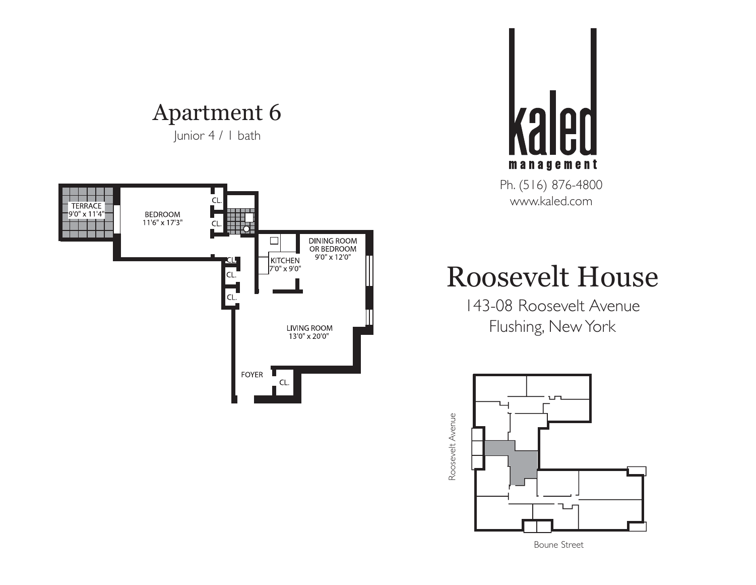# Apartment 6

Junior 4 / 1 bath

TERRACE
9'0" x 11'4"

BEDROOM
11'6" x 17'3"

CL.

CL.

CL.

CL.

CL.

KITCHEN
7'0" x 9'0"

DINING ROOM
OR BEDROOM
9'0" x 12'0"

LIVING ROOM
13'0" x 20'0"

FOYER

CL.

kaled
management

Ph. (516) 876-4800
www.kaled.com

# Roosevelt House

143-08 Roosevelt Avenue
Flushing, New York

Roosevelt Avenue

Boune Street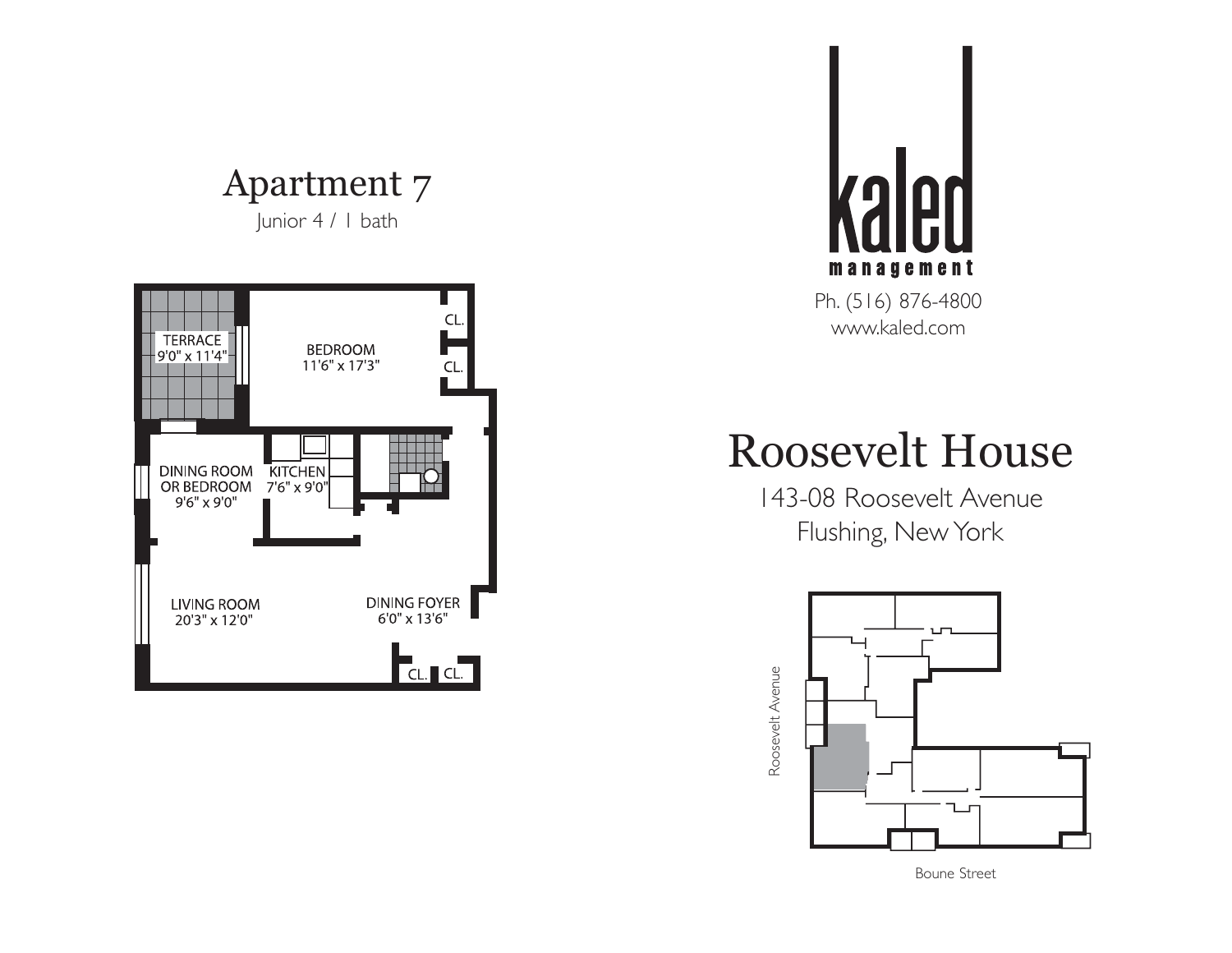# Apartment 7

Junior 4 / 1 bath

TERRACE
9'0" x 11'4"

BEDROOM
11'6" x 17'3"

CL.

CL.

DINING ROOM
OR BEDROOM
9'6" x 9'0"

KITCHEN
7'6" x 9'0"

LIVING ROOM
20'3" x 12'0"

DINING FOYER
6'0" x 13'6"

CL.

CL.

kaled
management

Ph. (516) 876-4800
www.kaled.com

# Roosevelt House

143-08 Roosevelt Avenue
Flushing, New York

Roosevelt Avenue

Boune Street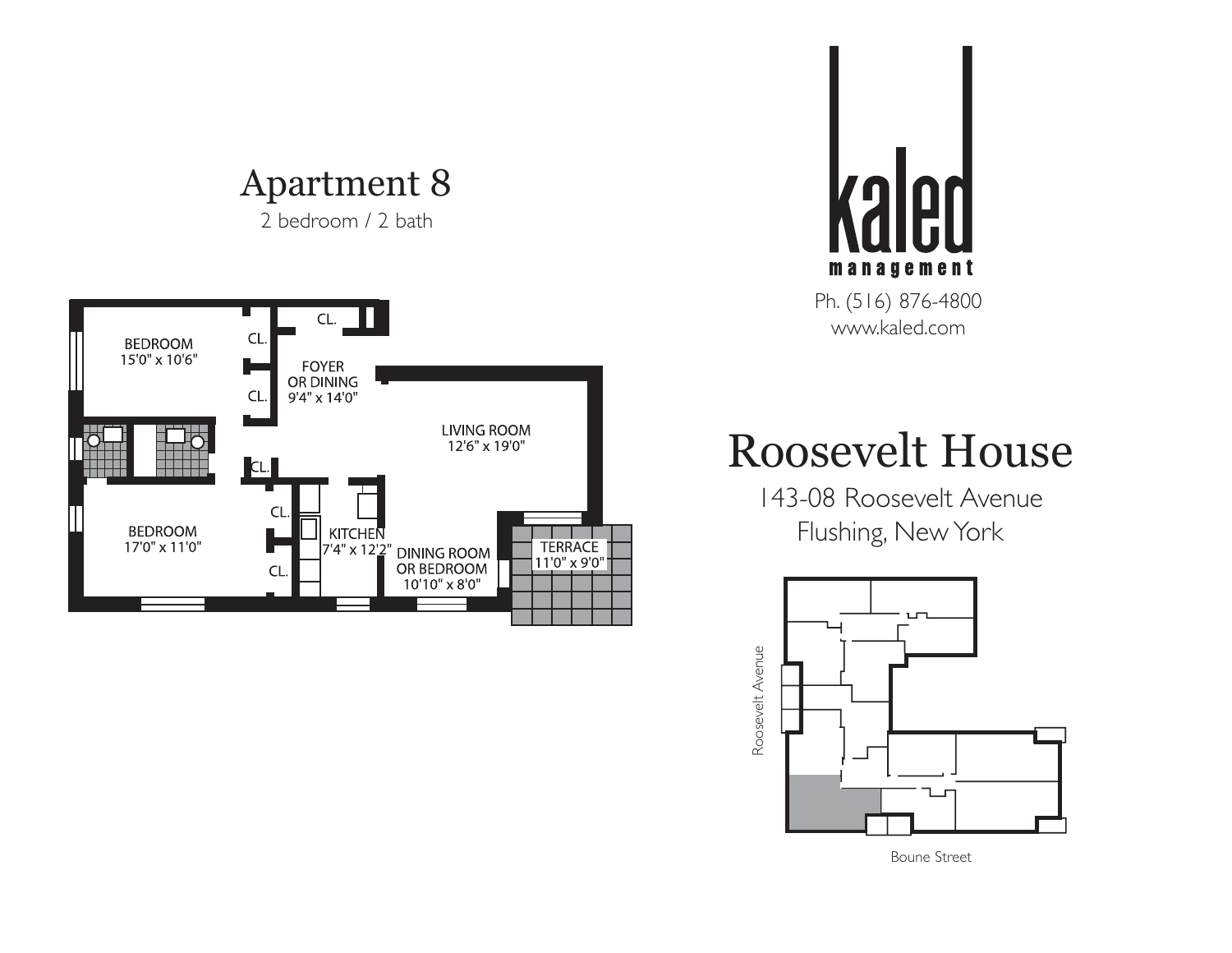# Apartment 8

2 bedroom / 2 bath

BEDROOM
15'0" x 10'6"

CL.

CL.

FOYER
OR DINING
9'4" x 14'0"

CL.

LIVING ROOM
12'6" x 19'0"

CL.

CL.

BEDROOM
17'0" x 11'0"

CL.

KITCHEN
7'4" x 12'2"

DINING ROOM
OR BEDROOM
10'10" x 8'0"

TERRACE
11'0" x 9'0"

kaled
management

Ph. (516) 876-4800
www.kaled.com

# Roosevelt House

143-08 Roosevelt Avenue
Flushing, New York

Roosevelt Avenue

Boune Street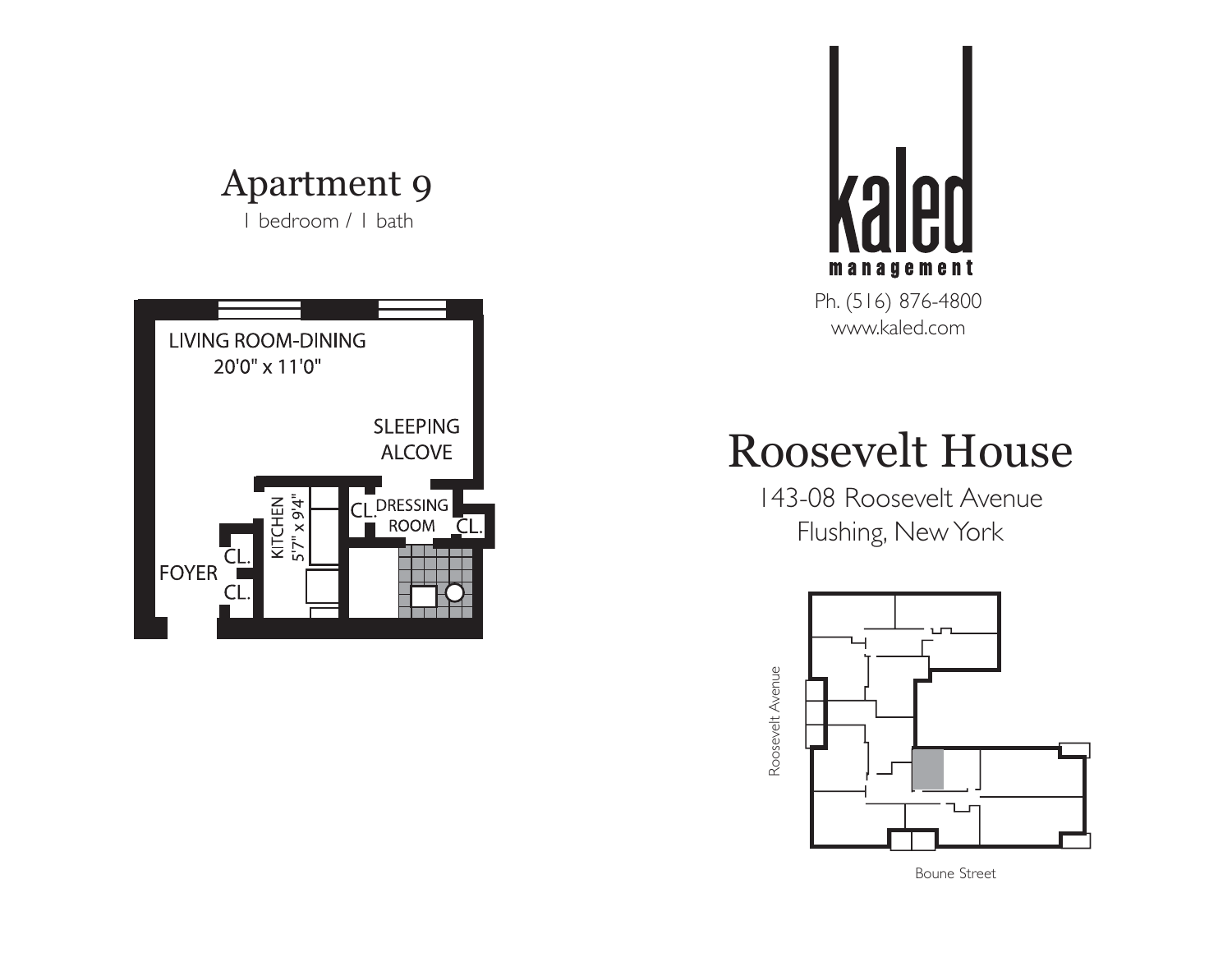# Apartment 9

1 bedroom / 1 bath

LIVING ROOM-DINING
20'0" x 11'0"

SLEEPING ALCOVE

KITCHEN
5'7" x 9'4"

CL.

DRESSING ROOM

CL.

CL.

FOYER

CL.

kaled
management

Ph. (516) 876-4800
www.kaled.com

# Roosevelt House

143-08 Roosevelt Avenue
Flushing, New York

Roosevelt Avenue

Boune Street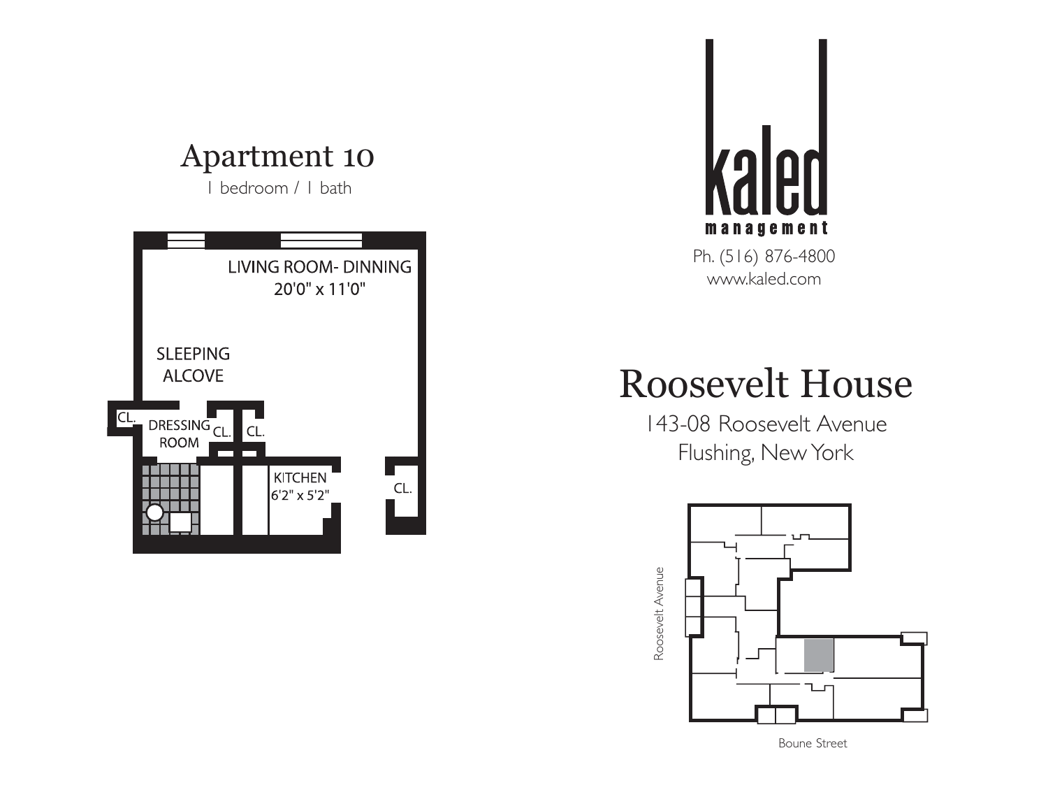# Apartment 10

1 bedroom / 1 bath

LIVING ROOM- DINNING
20'0" x 11'0"

SLEEPING
ALCOVE

CL.

DRESSING
ROOM

CL.

CL.

KITCHEN
6'2" x 5'2"

CL.

kaled
management

Ph. (516) 876-4800
www.kaled.com

# Roosevelt House

143-08 Roosevelt Avenue
Flushing, New York

Roosevelt Avenue

Boune Street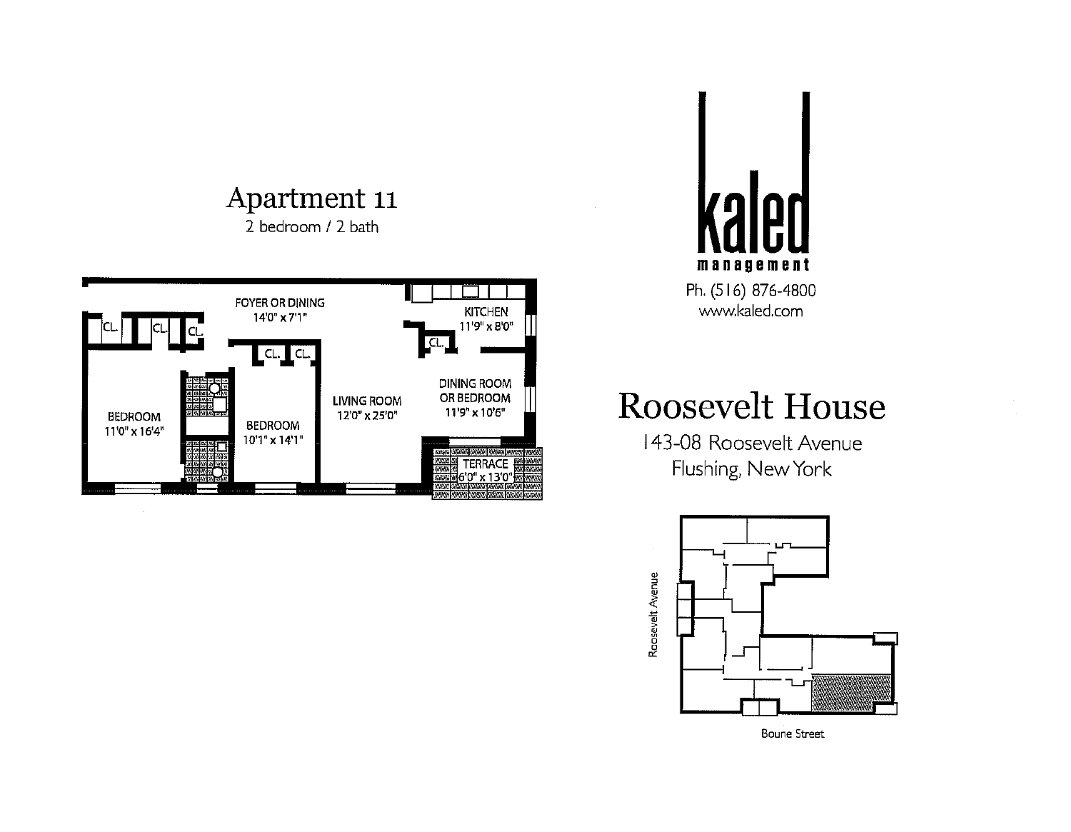# Apartment 11

2 bedroom / 2 bath

FOYER OR DINING
14'0" x 7'1"

KITCHEN
11'9" x 8'0"

CL. CL. CL. CL. CL. CL.

BEDROOM
11'0" x 16'4"

BEDROOM
10'1" x 14'1"

LIVING ROOM
12'0" x 25'0"

DINING ROOM OR BEDROOM
11'9" x 10'6"

TERRACE
6'0" x 13'0"

**kaled**
**management**

Ph. (516) 876-4800
www.kaled.com

# Roosevelt House

143-08 Roosevelt Avenue
Flushing, New York

Roosevelt Avenue

Boune Street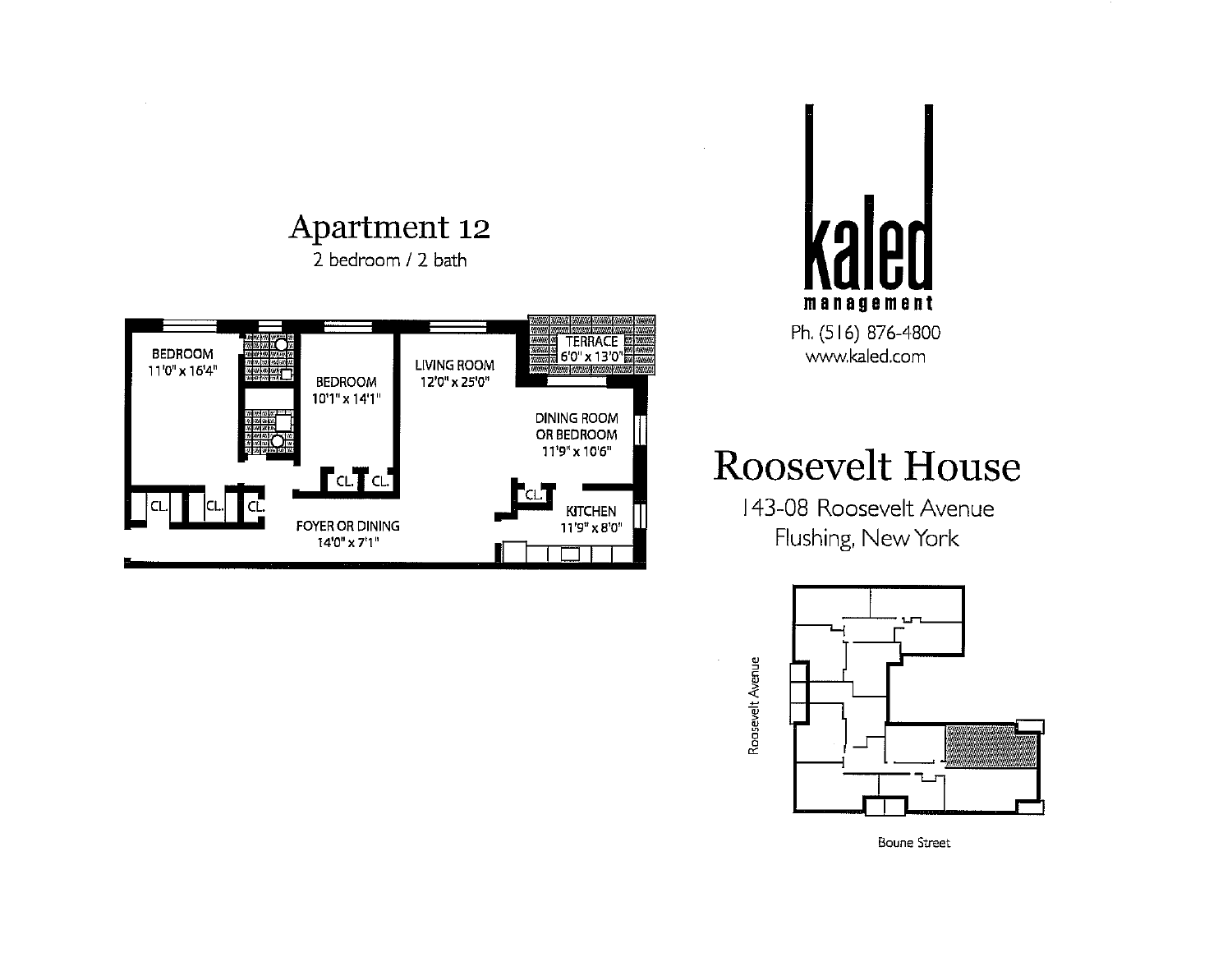# Apartment 12

2 bedroom / 2 bath

BEDROOM
11'0" x 16'4"

BEDROOM
10'1" x 14'1"

LIVING ROOM
12'0" x 25'0"

TERRACE
6'0" x 13'0"

DINING ROOM
OR BEDROOM
11'9" x 10'6"

CL. CL. CL. CL. CL. CL.

FOYER OR DINING
14'0" x 7'1"

KITCHEN
11'9" x 8'0"

kaled
management

Ph. (516) 876-4800
www.kaled.com

# Roosevelt House

143-08 Roosevelt Avenue
Flushing, New York

Roosevelt Avenue

Boune Street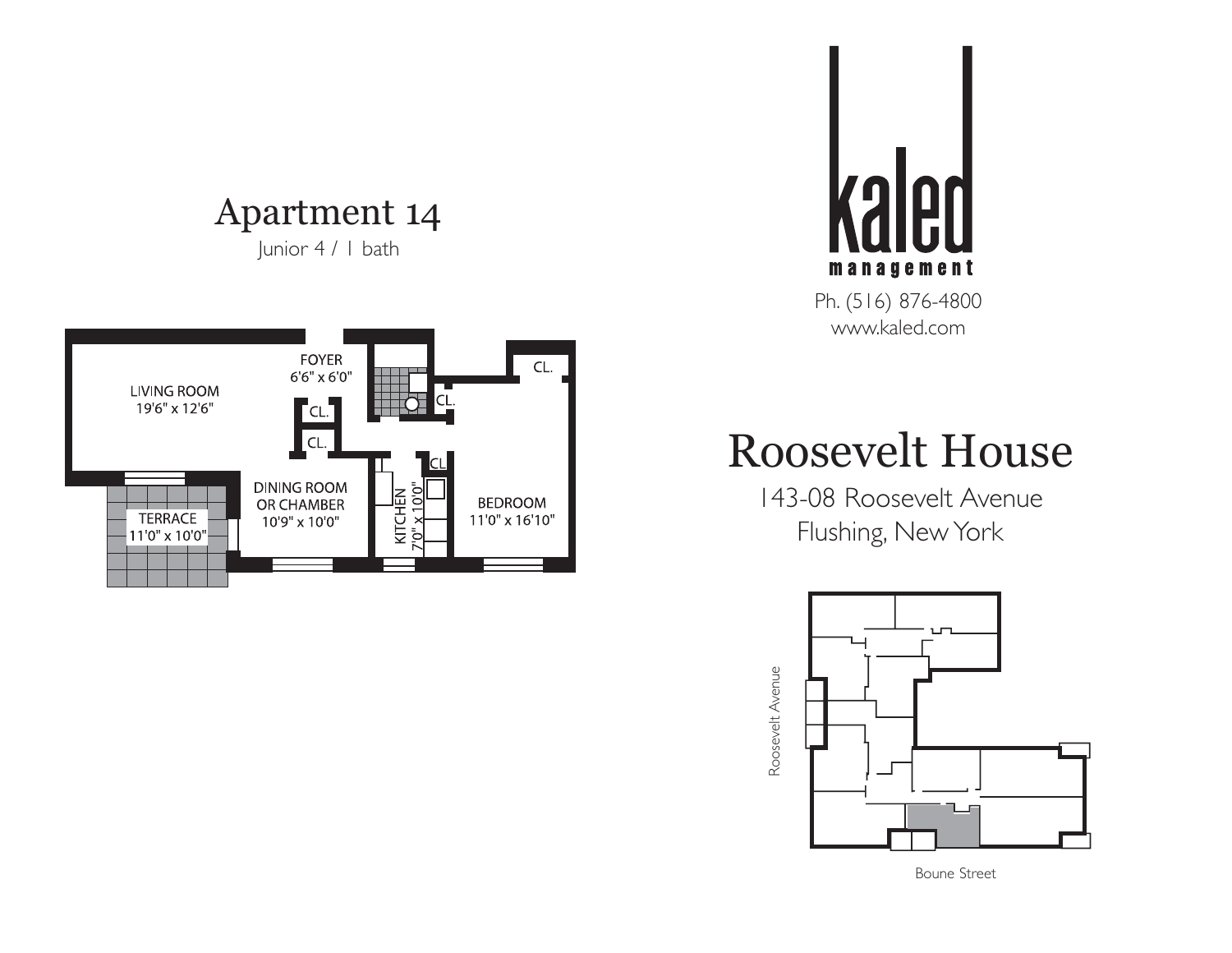# Apartment 14

Junior 4 / 1 bath

LIVING ROOM
19'6" x 12'6"

FOYER
6'6" x 6'0"

CL.

CL.

CL.

CL.

CL.

TERRACE
11'0" x 10'0"

DINING ROOM
OR CHAMBER
10'9" x 10'0"

KITCHEN
7'0" x 10'0"

BEDROOM
11'0" x 16'10"

kaled
management

Ph. (516) 876-4800
www.kaled.com

# Roosevelt House

143-08 Roosevelt Avenue
Flushing, New York

Roosevelt Avenue

Boune Street